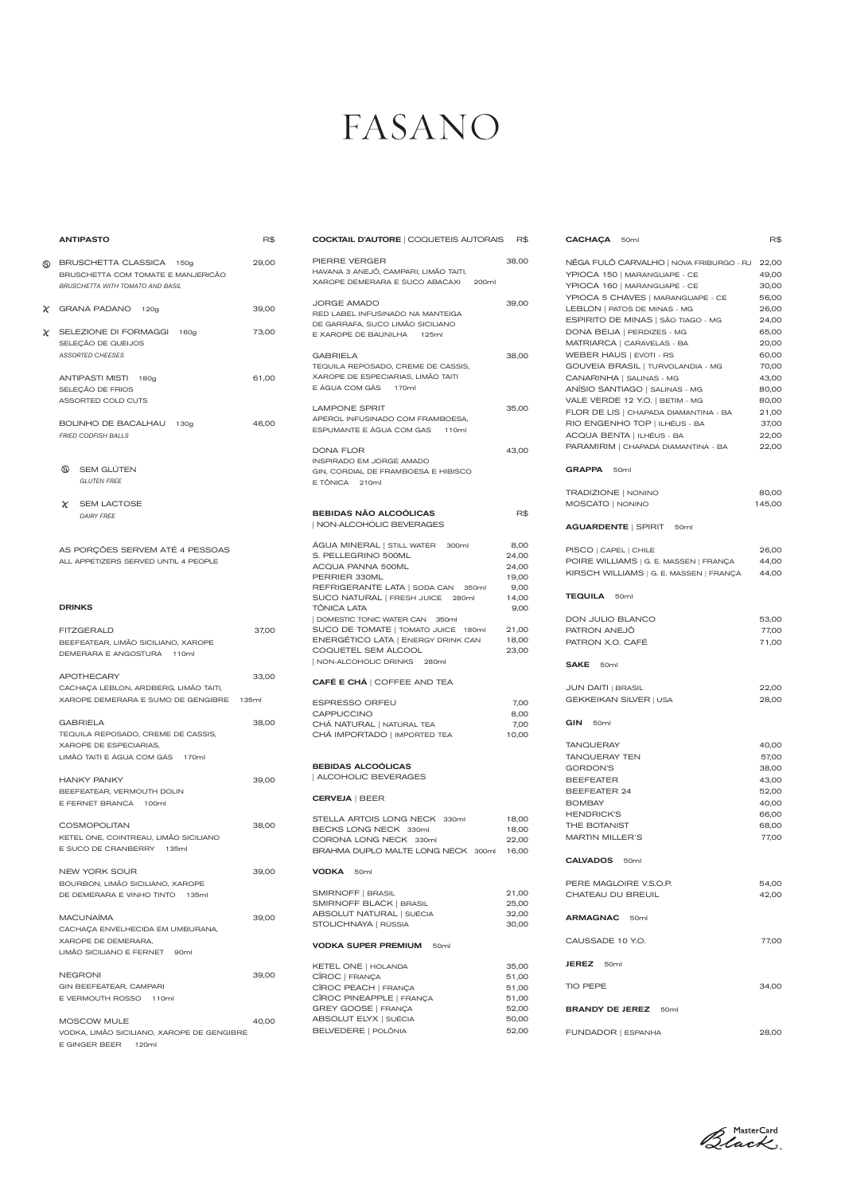# FASANO

## ANTIPASTO

| | | R$ |
|---|---|---|
| Ⓢ | BRUSCHETTA CLASSICA 150g<br>BRUSCHETTA COM TOMATE E MANJERICÃO<br>*BRUSCHETTA WITH TOMATO AND BASIL* | 29,00 |
| χ | GRANA PADANO 120g | 39,00 |
| χ | SELEZIONE DI FORMAGGI 160g<br>SELEÇÃO DE QUEIJOS<br>*ASSORTED CHEESES* | 73,00 |
| | ANTIPASTI MISTI 180g<br>SELEÇÃO DE FRIOS<br>ASSORTED COLD CUTS | 61,00 |
| | BOLINHO DE BACALHAU 130g<br>*FRIED CODFISH BALLS* | 46,00 |

Ⓢ SEM GLÚTEN
*GLUTEN FREE*

χ SEM LACTOSE
*DAIRY FREE*

AS PORÇÕES SERVEM ATÉ 4 PESSOAS
ALL APPETIZERS SERVED UNTIL 4 PEOPLE

## DRINKS

| | |
|---|---|
| FITZGERALD<br>BEEFEATER, LIMÃO SICILIANO, XAROPE DEMERARA E ANGOSTURA 110ml | 37,00 |
| APOTHECARY<br>CACHAÇA LEBLON, ARDBERG, LIMÃO TAITI, XAROPE DEMERARA E SUMO DE GENGIBRE 135ml | 33,00 |
| GABRIELA<br>TEQUILA REPOSADO, CREME DE CASSIS, XAROPE DE ESPECIARIAS, LIMÃO TAITI E ÁGUA COM GÁS 170ml | 38,00 |
| HANKY PANKY<br>BEEFEATEAR, VERMOUTH DOLIN E FERNET BRANCA 100ml | 39,00 |
| COSMOPOLITAN<br>KETEL ONE, COINTREAU, LIMÃO SICILIANO E SUCO DE CRANBERRY 135ml | 38,00 |
| NEW YORK SOUR<br>BOURBON, LIMÃO SICILIANO, XAROPE DE DEMERARA E VINHO TINTO 135ml | 39,00 |
| MACUNAÍMA<br>CACHAÇA ENVELHECIDA EM UMBURANA, XAROPE DE DEMERARA, LIMÃO SICILIANO E FERNET 90ml | 39,00 |
| NEGRONI<br>GIN BEEFEATEAR, CAMPARI E VERMOUTH ROSSO 110ml | 39,00 |
| MOSCOW MULE<br>VODKA, LIMÃO SICILIANO, XAROPE DE GENGIBRE E GINGER BEER 120ml | 40,00 |

## COCKTAIL D'AUTORE | COQUETEIS AUTORAIS

| | R$ |
|---|---|
| PIERRE VERGER<br>HAVANA 3 ANEJÔ, CAMPARI, LIMÃO TAITI, XAROPE DEMERARA E SUCO ABACAXI 200ml | 38,00 |
| JORGE AMADO<br>RED LABEL INFUSINADO NA MANTEIGA DE GARRAFA, SUCO LIMÃO SICILIANO E XAROPE DE BAUNILHA 125ml | 39,00 |
| GABRIELA<br>TEQUILA REPOSADO, CREME DE CASSIS, XAROPE DE ESPECIARIAS, LIMÃO TAITI E ÁGUA COM GÁS 170ml | 38,00 |
| LAMPONE SPRIT<br>APEROL INFUSINADO COM FRAMBOESA, ESPUMANTE E ÁGUA COM GAS 110ml | 35,00 |
| DONA FLOR<br>INSPIRADO EM JORGE AMADO<br>GIN, CORDIAL DE FRAMBOESA E HIBISCO E TÔNICA 210ml | 43,00 |

## BEBIDAS NÃO ALCOÓLICAS | NON-ALCOHOLIC BEVERAGES

| | R$ |
|---|---|
| ÁGUA MINERAL \| STILL WATER 300ml | 8,00 |
| S. PELLEGRINO 500ML | 24,00 |
| ACQUA PANNA 500ML | 24,00 |
| PERRIER 330ML | 19,00 |
| REFRIGERANTE LATA \| SODA CAN 350ml | 9,00 |
| SUCO NATURAL \| FRESH JUICE 280ml | 14,00 |
| TÔNICA LATA \| DOMESTIC TONIC WATER CAN 350ml | 9,00 |
| SUCO DE TOMATE \| TOMATO JUICE 180ml | 21,00 |
| ENERGÉTICO LATA \| ENERGY DRINK CAN | 18,00 |
| COQUETEL SEM ÁLCOOL \| NON-ALCOHOLIC DRINKS 280ml | 23,00 |

## CAFÉ E CHÁ | COFFEE AND TEA

| | |
|---|---|
| ESPRESSO ORFEU | 7,00 |
| CAPPUCCINO | 8,00 |
| CHÁ NATURAL \| NATURAL TEA | 7,00 |
| CHÁ IMPORTADO \| IMPORTED TEA | 10,00 |

## BEBIDAS ALCOÓLICAS | ALCOHOLIC BEVERAGES

### CERVEJA | BEER

| | |
|---|---|
| STELLA ARTOIS LONG NECK 330ml | 18,00 |
| BECKS LONG NECK 330ml | 18,00 |
| CORONA LONG NECK 330ml | 22,00 |
| BRAHMA DUPLO MALTE LONG NECK 300ml | 16,00 |

### VODKA 50ml

| | |
|---|---|
| SMIRNOFF \| BRASIL | 21,00 |
| SMIRNOFF BLACK \| BRASIL | 25,00 |
| ABSOLUT NATURAL \| SUÉCIA | 32,00 |
| STOLICHNAYA \| RÚSSIA | 30,00 |

### VODKA SUPER PREMIUM 50ml

| | |
|---|---|
| KETEL ONE \| HOLANDA | 35,00 |
| CÎROC \| FRANÇA | 51,00 |
| CÎROC PEACH \| FRANÇA | 51,00 |
| CÎROC PINEAPPLE \| FRANÇA | 51,00 |
| GREY GOOSE \| FRANÇA | 52,00 |
| ABSOLUT ELYX \| SUÉCIA | 50,00 |
| BELVEDERE \| POLÔNIA | 52,00 |

## CACHAÇA 50ml

| | R$ |
|---|---|
| NÊGA FULÔ CARVALHO \| NOVA FRIBURGO - RJ | 22,00 |
| YPIOCA 150 \| MARANGUAPE - CE | 49,00 |
| YPIOCA 160 \| MARANGUAPE - CE | 30,00 |
| YPIOCA 5 CHAVES \| MARANGUAPE - CE | 56,00 |
| LEBLON \| PATOS DE MINAS - MG | 26,00 |
| ESPIRITO DE MINAS \| SÃO TIAGO - MG | 24,00 |
| DONA BEIJA \| PERDIZES - MG | 65,00 |
| MATRIARCA \| CARAVELAS - BA | 20,00 |
| WEBER HAUS \| EVOTI - RS | 60,00 |
| GOUVEIA BRASIL \| TURVOLANDIA - MG | 70,00 |
| CANARINHA \| SALINAS - MG | 43,00 |
| ANÍSIO SANTIAGO \| SALINAS - MG | 80,00 |
| VALE VERDE 12 Y.O. \| BETIM - MG | 80,00 |
| FLOR DE LIS \| CHAPADA DIAMANTINA - BA | 21,00 |
| RIO ENGENHO TOP \| ILHÉUS - BA | 37,00 |
| ACQUA BENTA \| ILHÉUS - BA | 22,00 |
| PARAMIRIM \| CHAPADA DIAMANTINA - BA | 22,00 |

## GRAPPA 50ml

| | |
|---|---|
| TRADIZIONE \| NONINO | 80,00 |
| MOSCATO \| NONINO | 145,00 |

## AGUARDENTE | SPIRIT 50ml

| | |
|---|---|
| PISCO \| CAPEL \| CHILE | 26,00 |
| POIRE WILLIAMS \| G. E. MASSEN \| FRANÇA | 44,00 |
| KIRSCH WILLIAMS \| G. E. MASSEN \| FRANÇA | 44,00 |

## TEQUILA 50ml

| | |
|---|---|
| DON JULIO BLANCO | 53,00 |
| PATRON ANEJÔ | 77,00 |
| PATRON X.O. CAFÉ | 71,00 |

## SAKE 50ml

| | |
|---|---|
| JUN DAITI \| BRASIL | 22,00 |
| GEKKEIKAN SILVER \| USA | 28,00 |

## GIN 50ml

| | |
|---|---|
| TANQUERAY | 40,00 |
| TANQUERAY TEN | 57,00 |
| GORDON'S | 38,00 |
| BEEFEATER | 43,00 |
| BEEFEATER 24 | 52,00 |
| BOMBAY | 40,00 |
| HENDRICK'S | 66,00 |
| THE BOTANIST | 68,00 |
| MARTIN MILLER'S | 77,00 |

## CALVADOS 50ml

| | |
|---|---|
| PERE MAGLOIRE V.S.O.P. | 54,00 |
| CHATEAU DU BREUIL | 42,00 |

## ARMAGNAC 50ml

| | |
|---|---|
| CAUSSADE 10 Y.O. | 77,00 |

## JEREZ 50ml

| | |
|---|---|
| TIO PEPE | 34,00 |

## BRANDY DE JEREZ 50ml

| | |
|---|---|
| FUNDADOR \| ESPANHA | 28,00 |

MasterCard Black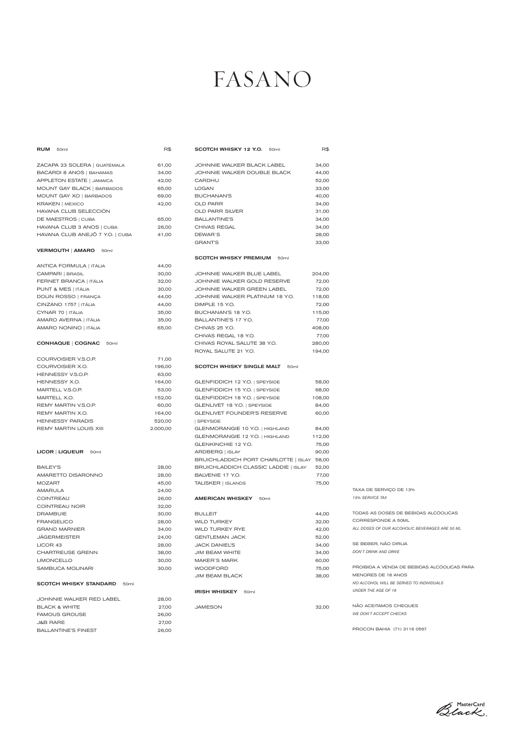# FASANO

| RUM 50ml | R$ |
|---|---|
| ZACAPA 23 SOLERA \| GUATEMALA | 61,00 |
| BACARDI 8 ANOS \| BAHAMAS | 34,00 |
| APPLETON ESTATE \| JAMAICA | 42,00 |
| MOUNT GAY BLACK \| BARBADOS | 65,00 |
| MOUNT GAY XO \| BARBADOS | 69,00 |
| KRAKEN \| MEXICO | 42,00 |
| HAVANA CLUB SELECCIÓN DE MAESTROS \| CUBA | 65,00 |
| HAVANA CLUB 3 ANOS \| CUBA | 26,00 |
| HAVANA CLUB ANEJÕ 7 Y.O. \| CUBA | 41,00 |

| VERMOUTH \| AMARO 50ml | |
|---|---|
| ANTICA FORMULA \| ITÁLIA | 44,00 |
| CAMPARI \| BRASIL | 30,00 |
| FERNET BRANCA \| ITÁLIA | 32,00 |
| PUNT & MES \| ITÁLIA | 30,00 |
| DOLIN ROSSO \| FRANÇA | 44,00 |
| CINZANO 1757 \| ITÁLIA | 44,00 |
| CYNAR 70 \| ITÁLIA | 35,00 |
| AMARO AVERNA \| ITÁLIA | 35,00 |
| AMARO NONINO \| ITÁLIA | 65,00 |

| CONHAQUE \| COGNAC 50ml | |
|---|---|
| COURVOISIER V.S.O.P. | 71,00 |
| COURVOISIER X.O. | 196,00 |
| HENNESSY V.S.O.P. | 63,00 |
| HENNESSY X.O. | 164,00 |
| MARTELL V.S.O.P. | 53,00 |
| MARTELL X.O. | 152,00 |
| REMY MARTIN V.S.O.P. | 60,00 |
| REMY MARTIN X.O. | 164,00 |
| HENNESSY PARADIS | 520,00 |
| REMY MARTIN LOUIS XIII | 2.000,00 |

| LICOR \| LIQUEUR 50ml | |
|---|---|
| BAILEY'S | 28,00 |
| AMARETTO DISARONNO | 28,00 |
| MOZART | 45,00 |
| AMARULA | 24,00 |
| COINTREAU | 26,00 |
| COINTREAU NOIR | 32,00 |
| DRAMBUIE | 30,00 |
| FRANGELICO | 28,00 |
| GRAND MARNIER | 34,00 |
| JÄGERMEISTER | 24,00 |
| LICOR 43 | 28,00 |
| CHARTREUSE GRENN | 38,00 |
| LIMONCELLO | 30,00 |
| SAMBUCA MOLINARI | 30,00 |

| SCOTCH WHISKY STANDARD 50ml | |
|---|---|
| JOHNNIE WALKER RED LABEL | 28,00 |
| BLACK & WHITE | 27,00 |
| FAMOUS GROUSE | 26,00 |
| J&B RARE | 27,00 |
| BALLANTINE'S FINEST | 26,00 |

| SCOTCH WHISKY 12 Y.O. 50ml | R$ |
|---|---|
| JOHNNIE WALKER BLACK LABEL | 34,00 |
| JOHNNIE WALKER DOUBLE BLACK | 44,00 |
| CARDHU | 52,00 |
| LOGAN | 33,00 |
| BUCHANAN'S | 40,00 |
| OLD PARR | 34,00 |
| OLD PARR SILVER | 31,00 |
| BALLANTINE'S | 34,00 |
| CHIVAS REGAL | 34,00 |
| DEWAR'S | 28,00 |
| GRANT'S | 33,00 |

| SCOTCH WHISKY PREMIUM 50ml | |
|---|---|
| JOHNNIE WALKER BLUE LABEL | 204,00 |
| JOHNNIE WALKER GOLD RESERVE | 72,00 |
| JOHNNIE WALKER GREEN LABEL | 72,00 |
| JOHNNIE WALKER PLATINUM 18 Y.O. | 118,00 |
| DIMPLE 15 Y.O. | 72,00 |
| BUCHANAN'S 18 Y.O. | 115,00 |
| BALLANTINE'S 17 Y.O. | 77,00 |
| CHIVAS 25 Y.O. | 408,00 |
| CHIVAS REGAL 18 Y.O. | 77,00 |
| CHIVAS ROYAL SALUTE 38 Y.O. | 280,00 |
| ROYAL SALUTE 21 Y.O. | 194,00 |

| SCOTCH WHISKY SINGLE MALT 50ml | |
|---|---|
| GLENFIDDICH 12 Y.O. \| SPEYSIDE | 58,00 |
| GLENFIDDICH 15 Y.O. \| SPEYSIDE | 68,00 |
| GLENFIDDICH 18 Y.O. \| SPEYSIDE | 108,00 |
| GLENLIVET 18 Y.O. \| SPEYSIDE | 84,00 |
| GLENLIVET FOUNDER'S RESERVE \| SPEYSIDE | 60,00 |
| GLENMORANGIE 10 Y.O. \| HIGHLAND | 84,00 |
| GLENMORANGIE 12 Y.O. \| HIGHLAND | 112,00 |
| GLENKINCHIE 12 Y.O. | 75,00 |
| ARDBERG \| ISLAY | 90,00 |
| BRUICHLADDICH PORT CHARLOTTE \| ISLAY | 58,00 |
| BRUICHLADDICH CLASSIC LADDIE \| ISLAY | 52,00 |
| BALVENIE 17 Y.O. | 77,00 |
| TALISKER \| ISLANDS | 75,00 |

| AMERICAN WHISKEY 50ml | |
|---|---|
| BULLEIT | 44,00 |
| WILD TURKEY | 32,00 |
| WILD TURKEY RYE | 42,00 |
| GENTLEMAN JACK | 52,00 |
| JACK DANIEL'S | 34,00 |
| JIM BEAM WHITE | 34,00 |
| MAKER'S MARK | 60,00 |
| WOODFORD | 75,00 |
| JIM BEAM BLACK | 38,00 |

| IRISH WHISKEY 50ml | |
|---|---|
| JAMESON | 32,00 |

TAXA DE SERVIÇO DE 13%
*13% SERVICE TAX*

TODAS AS DOSES DE BEBIDAS ALCÓOLICAS CORRESPONDE A 50ML
*ALL DOSES OF OUR ALCOHOLIC BEVERAGES ARE 50 ML*

SE BEBER, NÃO DIRIJA
*DON'T DRINK AND DRIVE*

PROIBIDA A VENDA DE BEBIDAS ALCÓOLICAS PARA MENORES DE 18 ANOS
*NO ALCOHOL WILL BE SERVED TO INDIVIDUALS UNDER THE AGE OF 18*

NÃO ACEITAMOS CHEQUES
*WE DON'T ACCEPT CHECKS*

PROCON BAHIA (71) 3116 0567

MasterCard Black